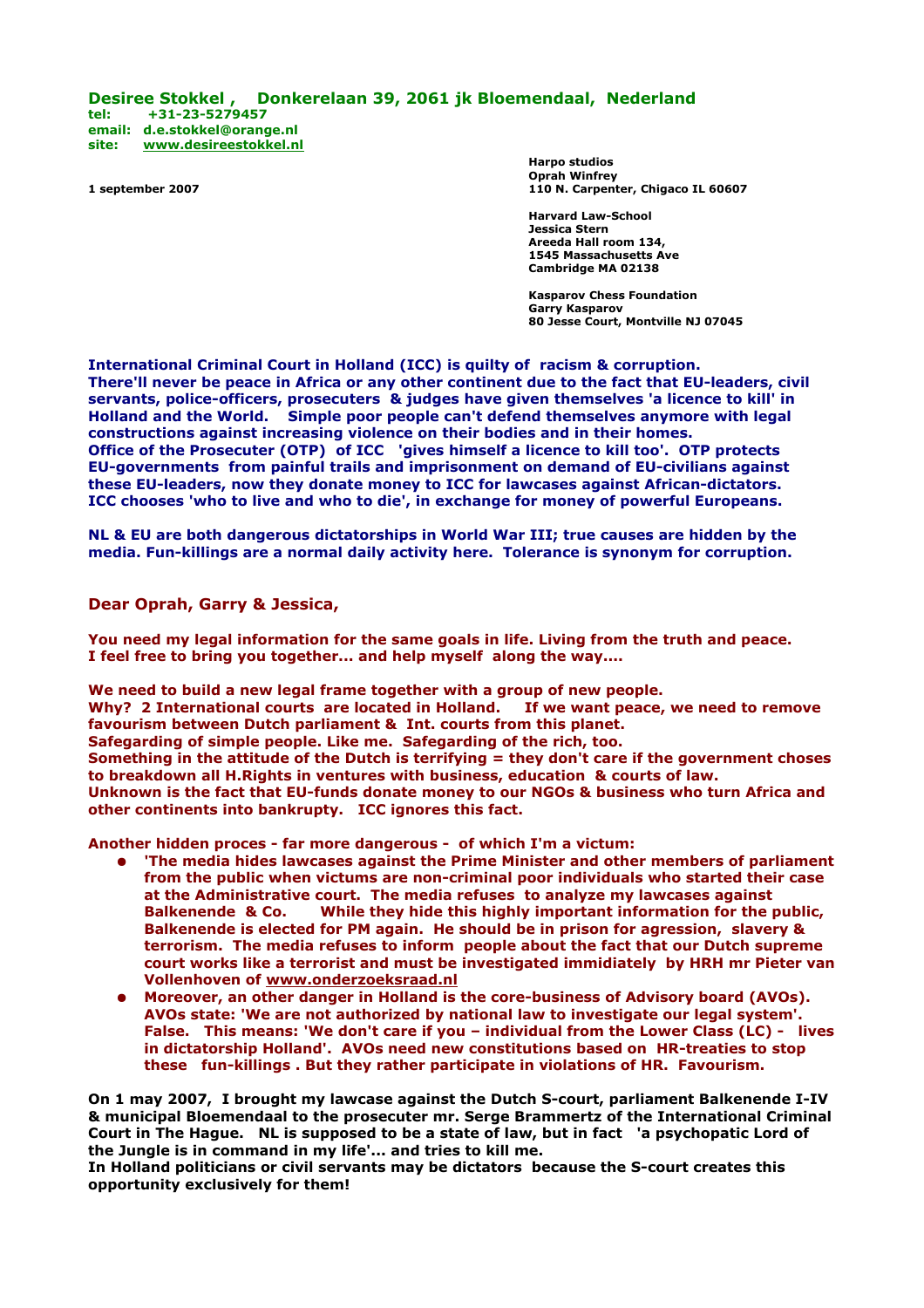**Desiree Stokkel , Donkerelaan 39, 2061 jk Bloemendaal, Nederland**
**tel: +31-23-5279457**
**email: d.e.stokkel@orange.nl**
**site: www.desireestokkel.nl**

**Harpo studios**
**Oprah Winfrey**
**110 N. Carpenter, Chigaco IL 60607**

**1 september 2007**

**Harvard Law-School**
**Jessica Stern**
**Areeda Hall room 134,**
**1545 Massachusetts Ave**
**Cambridge MA 02138**

**Kasparov Chess Foundation**
**Garry Kasparov**
**80 Jesse Court, Montville NJ 07045**

**International Criminal Court in Holland (ICC) is quilty of racism & corruption. There'll never be peace in Africa or any other continent due to the fact that EU-leaders, civil servants, police-officers, prosecuters & judges have given themselves 'a licence to kill' in Holland and the World. Simple poor people can't defend themselves anymore with legal constructions against increasing violence on their bodies and in their homes. Office of the Prosecuter (OTP) of ICC 'gives himself a licence to kill too'. OTP protects EU-governments from painful trails and imprisonment on demand of EU-civilians against these EU-leaders, now they donate money to ICC for lawcases against African-dictators. ICC chooses 'who to live and who to die', in exchange for money of powerful Europeans.**

**NL & EU are both dangerous dictatorships in World War III; true causes are hidden by the media. Fun-killings are a normal daily activity here. Tolerance is synonym for corruption.**

**Dear Oprah, Garry & Jessica,**

**You need my legal information for the same goals in life. Living from the truth and peace. I feel free to bring you together... and help myself along the way....**

**We need to build a new legal frame together with a group of new people.**
**Why? 2 International courts are located in Holland. If we want peace, we need to remove favourism between Dutch parliament & Int. courts from this planet.**
**Safegarding of simple people. Like me. Safegarding of the rich, too.**
**Something in the attitude of the Dutch is terrifying = they don't care if the government choses to breakdown all H.Rights in ventures with business, education & courts of law.**
**Unknown is the fact that EU-funds donate money to our NGOs & business who turn Africa and other continents into bankrupty. ICC ignores this fact.**

**Another hidden proces - far more dangerous - of which I'm a victum:**

- **'The media hides lawcases against the Prime Minister and other members of parliament from the public when victums are non-criminal poor individuals who started their case at the Administrative court. The media refuses to analyze my lawcases against Balkenende & Co. While they hide this highly important information for the public, Balkenende is elected for PM again. He should be in prison for agression, slavery & terrorism. The media refuses to inform people about the fact that our Dutch supreme court works like a terrorist and must be investigated immidiately by HRH mr Pieter van Vollenhoven of www.onderzoeksraad.nl**
- **Moreover, an other danger in Holland is the core-business of Advisory board (AVOs). AVOs state: 'We are not authorized by national law to investigate our legal system'. False. This means: 'We don't care if you – individual from the Lower Class (LC) - lives in dictatorship Holland'. AVOs need new constitutions based on HR-treaties to stop these fun-killings . But they rather participate in violations of HR. Favourism.**

**On 1 may 2007, I brought my lawcase against the Dutch S-court, parliament Balkenende I-IV & municipal Bloemendaal to the prosecuter mr. Serge Brammertz of the International Criminal Court in The Hague. NL is supposed to be a state of law, but in fact 'a psychopatic Lord of the Jungle is in command in my life'... and tries to kill me.**
**In Holland politicians or civil servants may be dictators because the S-court creates this opportunity exclusively for them!**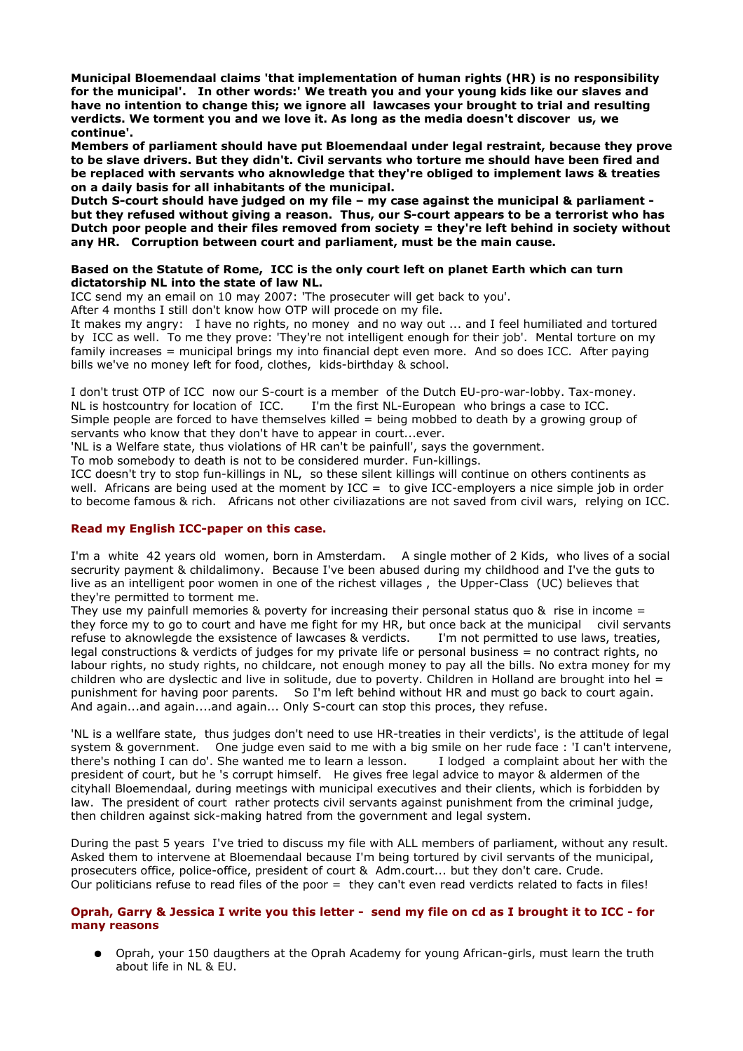**Municipal Bloemendaal claims 'that implementation of human rights (HR) is no responsibility for the municipal'. In other words:' We treath you and your young kids like our slaves and have no intention to change this; we ignore all lawcases your brought to trial and resulting verdicts. We torment you and we love it. As long as the media doesn't discover us, we continue'.**

**Members of parliament should have put Bloemendaal under legal restraint, because they prove to be slave drivers. But they didn't. Civil servants who torture me should have been fired and be replaced with servants who aknowledge that they're obliged to implement laws & treaties on a daily basis for all inhabitants of the municipal.**

**Dutch S-court should have judged on my file – my case against the municipal & parliament - but they refused without giving a reason. Thus, our S-court appears to be a terrorist who has Dutch poor people and their files removed from society = they're left behind in society without any HR. Corruption between court and parliament, must be the main cause.**

**Based on the Statute of Rome, ICC is the only court left on planet Earth which can turn dictatorship NL into the state of law NL.**

ICC send my an email on 10 may 2007: 'The prosecuter will get back to you'.
After 4 months I still don't know how OTP will procede on my file.
It makes my angry: I have no rights, no money and no way out ... and I feel humiliated and tortured by ICC as well. To me they prove: 'They're not intelligent enough for their job'. Mental torture on my family increases = municipal brings my into financial dept even more. And so does ICC. After paying bills we've no money left for food, clothes, kids-birthday & school.

I don't trust OTP of ICC now our S-court is a member of the Dutch EU-pro-war-lobby. Tax-money.
NL is hostcountry for location of ICC. I'm the first NL-European who brings a case to ICC.
Simple people are forced to have themselves killed = being mobbed to death by a growing group of servants who know that they don't have to appear in court...ever.
'NL is a Welfare state, thus violations of HR can't be painfull', says the government.
To mob somebody to death is not to be considered murder. Fun-killings.
ICC doesn't try to stop fun-killings in NL, so these silent killings will continue on others continents as well. Africans are being used at the moment by ICC = to give ICC-employers a nice simple job in order to become famous & rich. Africans not other civiliazations are not saved from civil wars, relying on ICC.

**Read my English ICC-paper on this case.**

I'm a white 42 years old women, born in Amsterdam. A single mother of 2 Kids, who lives of a social secruity payment & childalimony. Because I've been abused during my childhood and I've the guts to live as an intelligent poor women in one of the richest villages , the Upper-Class (UC) believes that they're permitted to torment me.
They use my painfull memories & poverty for increasing their personal status quo & rise in income = they force my to go to court and have me fight for my HR, but once back at the municipal civil servants refuse to aknowlegde the exsistence of lawcases & verdicts. I'm not permitted to use laws, treaties, legal constructions & verdicts of judges for my private life or personal business = no contract rights, no labour rights, no study rights, no childcare, not enough money to pay all the bills. No extra money for my children who are dyslectic and live in solitude, due to poverty. Children in Holland are brought into hel = punishment for having poor parents. So I'm left behind without HR and must go back to court again. And again...and again....and again... Only S-court can stop this proces, they refuse.

'NL is a wellfare state, thus judges don't need to use HR-treaties in their verdicts', is the attitude of legal system & government. One judge even said to me with a big smile on her rude face : 'I can't intervene, there's nothing I can do'. She wanted me to learn a lesson. I lodged a complaint about her with the president of court, but he 's corrupt himself. He gives free legal advice to mayor & aldermen of the cityhall Bloemendaal, during meetings with municipal executives and their clients, which is forbidden by law. The president of court rather protects civil servants against punishment from the criminal judge, then children against sick-making hatred from the government and legal system.

During the past 5 years I've tried to discuss my file with ALL members of parliament, without any result. Asked them to intervene at Bloemendaal because I'm being tortured by civil servants of the municipal, prosecuters office, police-office, president of court & Adm.court... but they don't care. Crude.
Our politicians refuse to read files of the poor = they can't even read verdicts related to facts in files!

**Oprah, Garry & Jessica I write you this letter - send my file on cd as I brought it to ICC - for many reasons**

- Oprah, your 150 daugthers at the Oprah Academy for young African-girls, must learn the truth about life in NL & EU.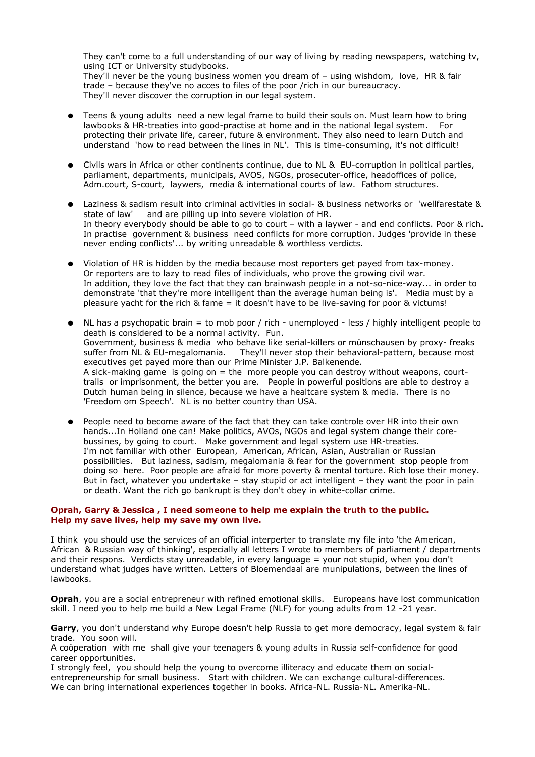They can't come to a full understanding of our way of living by reading newspapers, watching tv, using ICT or University studybooks.
They'll never be the young business women you dream of – using wishdom, love, HR & fair trade – because they've no acces to files of the poor /rich in our bureaucracy.
They'll never discover the corruption in our legal system.

- Teens & young adults need a new legal frame to build their souls on. Must learn how to bring lawbooks & HR-treaties into good-practise at home and in the national legal system. For protecting their private life, career, future & environment. They also need to learn Dutch and understand 'how to read between the lines in NL'. This is time-consuming, it's not difficult!

- Civils wars in Africa or other continents continue, due to NL & EU-corruption in political parties, parliament, departments, municipals, AVOS, NGOs, prosecuter-office, headoffices of police, Adm.court, S-court, laywers, media & international courts of law. Fathom structures.

- Laziness & sadism result into criminal activities in social- & business networks or 'wellfarestate & state of law' and are pilling up into severe violation of HR.
In theory everybody should be able to go to court – with a laywer - and end conflicts. Poor & rich.
In practise government & business need conflicts for more corruption. Judges 'provide in these never ending conflicts'... by writing unreadable & worthless verdicts.

- Violation of HR is hidden by the media because most reporters get payed from tax-money.
Or reporters are to lazy to read files of individuals, who prove the growing civil war.
In addition, they love the fact that they can brainwash people in a not-so-nice-way... in order to demonstrate 'that they're more intelligent than the average human being is'. Media must by a pleasure yacht for the rich & fame = it doesn't have to be live-saving for poor & victums!

- NL has a psychopatic brain = to mob poor / rich - unemployed - less / highly intelligent people to death is considered to be a normal activity. Fun.
Government, business & media who behave like serial-killers or münschausen by proxy- freaks suffer from NL & EU-megalomania. They'll never stop their behavioral-pattern, because most executives get payed more than our Prime Minister J.P. Balkenende.
A sick-making game is going on = the more people you can destroy without weapons, court-trails or imprisonment, the better you are. People in powerful positions are able to destroy a Dutch human being in silence, because we have a healtcare system & media. There is no 'Freedom om Speech'. NL is no better country than USA.

- People need to become aware of the fact that they can take controle over HR into their own hands...In Holland one can! Make politics, AVOs, NGOs and legal system change their core-bussines, by going to court. Make government and legal system use HR-treaties.
I'm not familiar with other European, American, African, Asian, Australian or Russian possibilities. But laziness, sadism, megalomania & fear for the government stop people from doing so here. Poor people are afraid for more poverty & mental torture. Rich lose their money.
But in fact, whatever you undertake – stay stupid or act intelligent – they want the poor in pain or death. Want the rich go bankrupt is they don't obey in white-collar crime.

**Oprah, Garry & Jessica , I need someone to help me explain the truth to the public.**
**Help my save lives, help my save my own live.**

I think you should use the services of an official interperter to translate my file into 'the American, African & Russian way of thinking', especially all letters I wrote to members of parliament / departments and their respons. Verdicts stay unreadable, in every language = your not stupid, when you don't understand what judges have written. Letters of Bloemendaal are munipulations, between the lines of lawbooks.

**Oprah**, you are a social entrepeneur with refined emotional skills. Europeans have lost communication skill. I need you to help me build a New Legal Frame (NLF) for young adults from 12 -21 year.

**Garry**, you don't understand why Europe doesn't help Russia to get more democracy, legal system & fair trade. You soon will.
A coöperation with me shall give your teenagers & young adults in Russia self-confidence for good career opportunities.
I strongly feel, you should help the young to overcome illiteracy and educate them on social-entrepreneurship for small business. Start with children. We can exchange cultural-differences.
We can bring international experiences together in books. Africa-NL. Russia-NL. Amerika-NL.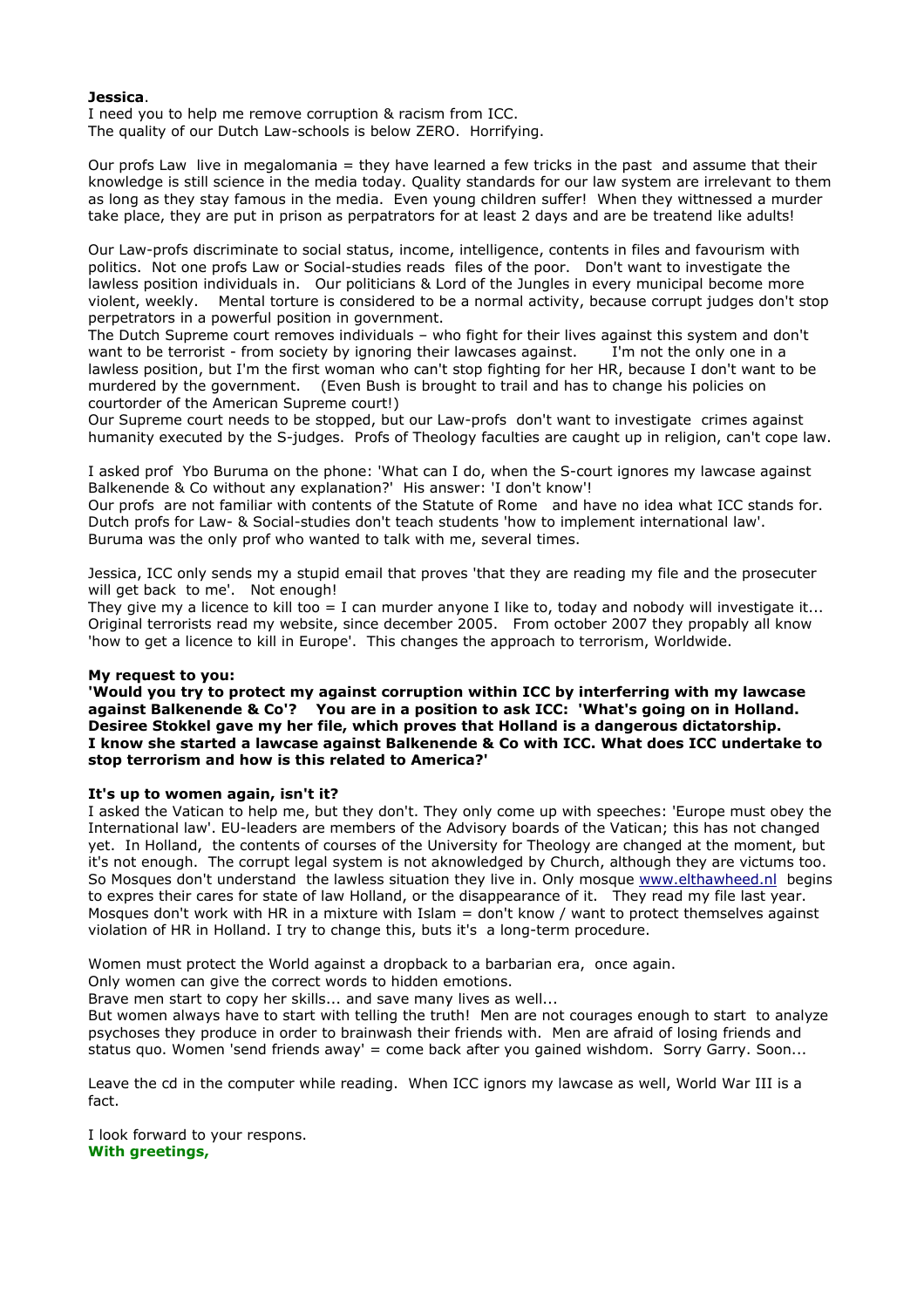**Jessica**.
I need you to help me remove corruption & racism from ICC.
The quality of our Dutch Law-schools is below ZERO. Horrifying.

Our profs Law live in megalomania = they have learned a few tricks in the past and assume that their knowledge is still science in the media today. Quality standards for our law system are irrelevant to them as long as they stay famous in the media. Even young children suffer! When they wittnessed a murder take place, they are put in prison as perpatrators for at least 2 days and are be treatend like adults!

Our Law-profs discriminate to social status, income, intelligence, contents in files and favourism with politics. Not one profs Law or Social-studies reads files of the poor. Don't want to investigate the lawless position individuals in. Our politicians & Lord of the Jungles in every municipal become more violent, weekly. Mental torture is considered to be a normal activity, because corrupt judges don't stop perpetrators in a powerful position in government.
The Dutch Supreme court removes individuals – who fight for their lives against this system and don't want to be terrorist - from society by ignoring their lawcases against. I'm not the only one in a lawless position, but I'm the first woman who can't stop fighting for her HR, because I don't want to be murdered by the government. (Even Bush is brought to trail and has to change his policies on courtorder of the American Supreme court!)
Our Supreme court needs to be stopped, but our Law-profs don't want to investigate crimes against humanity executed by the S-judges. Profs of Theology faculties are caught up in religion, can't cope law.

I asked prof Ybo Buruma on the phone: 'What can I do, when the S-court ignores my lawcase against Balkenende & Co without any explanation?' His answer: 'I don't know'!
Our profs are not familiar with contents of the Statute of Rome and have no idea what ICC stands for. Dutch profs for Law- & Social-studies don't teach students 'how to implement international law'. Buruma was the only prof who wanted to talk with me, several times.

Jessica, ICC only sends my a stupid email that proves 'that they are reading my file and the prosecuter will get back to me'. Not enough!
They give my a licence to kill too = I can murder anyone I like to, today and nobody will investigate it... Original terrorists read my website, since december 2005. From october 2007 they propably all know 'how to get a licence to kill in Europe'. This changes the approach to terrorism, Worldwide.

**My request to you:**
**'Would you try to protect my against corruption within ICC by interferring with my lawcase against Balkenende & Co'? You are in a position to ask ICC: 'What's going on in Holland. Desiree Stokkel gave my her file, which proves that Holland is a dangerous dictatorship. I know she started a lawcase against Balkenende & Co with ICC. What does ICC undertake to stop terrorism and how is this related to America?'**

**It's up to women again, isn't it?**
I asked the Vatican to help me, but they don't. They only come up with speeches: 'Europe must obey the International law'. EU-leaders are members of the Advisory boards of the Vatican; this has not changed yet. In Holland, the contents of courses of the University for Theology are changed at the moment, but it's not enough. The corrupt legal system is not aknowledged by Church, although they are victums too. So Mosques don't understand the lawless situation they live in. Only mosque www.elthawheed.nl begins to expres their cares for state of law Holland, or the disappearance of it. They read my file last year. Mosques don't work with HR in a mixture with Islam = don't know / want to protect themselves against violation of HR in Holland. I try to change this, buts it's a long-term procedure.

Women must protect the World against a dropback to a barbarian era, once again.
Only women can give the correct words to hidden emotions.
Brave men start to copy her skills... and save many lives as well...
But women always have to start with telling the truth! Men are not courages enough to start to analyze psychoses they produce in order to brainwash their friends with. Men are afraid of losing friends and status quo. Women 'send friends away' = come back after you gained wishdom. Sorry Garry. Soon...

Leave the cd in the computer while reading. When ICC ignors my lawcase as well, World War III is a fact.

I look forward to your respons.
**With greetings,**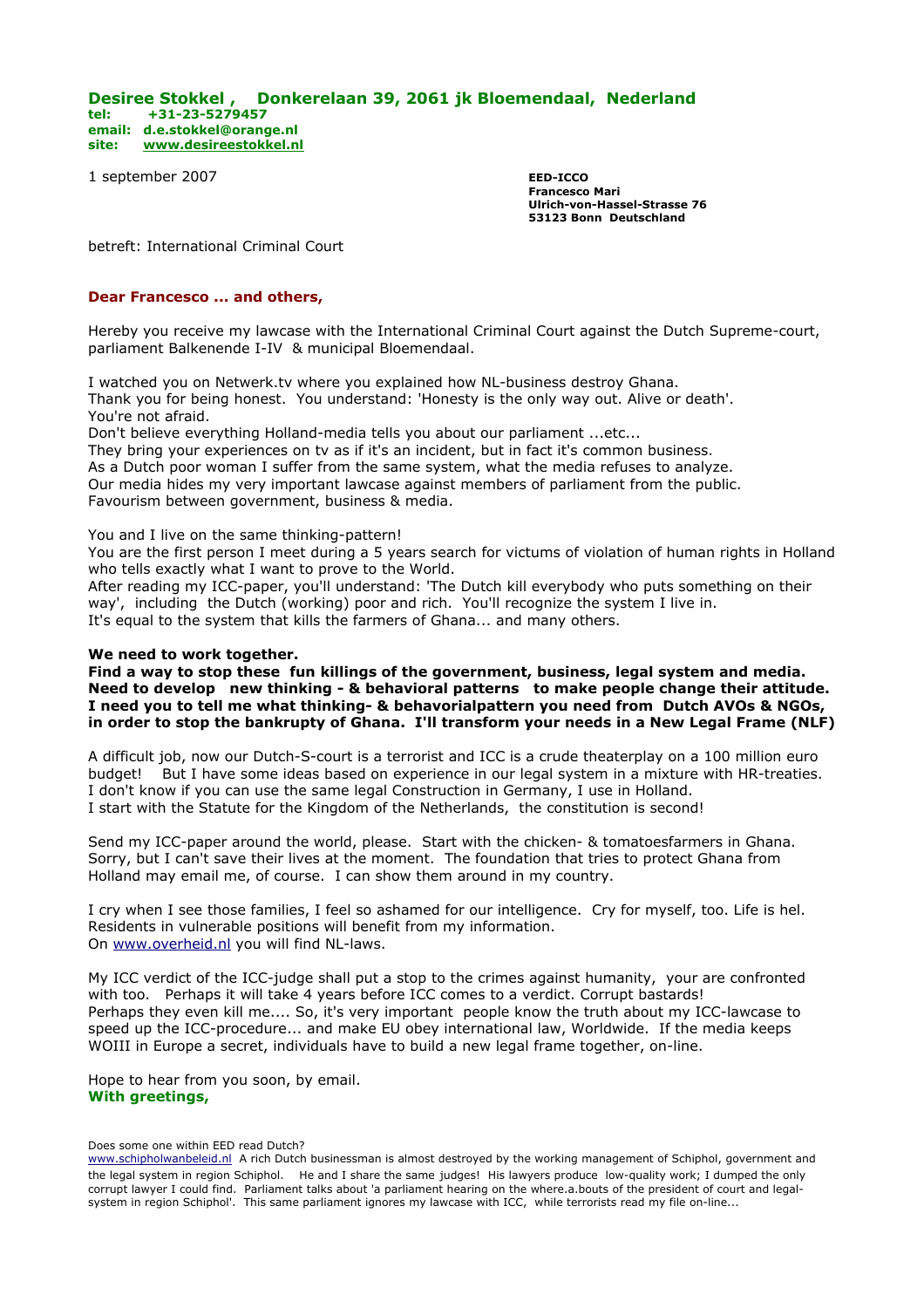**Desiree Stokkel , Donkerelaan 39, 2061 jk Bloemendaal, Nederland**
**tel: +31-23-5279457**
**email: d.e.stokkel@orange.nl**
**site: www.desireestokkel.nl**

1 september 2007

**EED-ICCO**
**Francesco Mari**
**Ulrich-von-Hassel-Strasse 76**
**53123 Bonn Deutschland**

betreft: International Criminal Court

**Dear Francesco ... and others,**

Hereby you receive my lawcase with the International Criminal Court against the Dutch Supreme-court, parliament Balkenende I-IV & municipal Bloemendaal.

I watched you on Netwerk.tv where you explained how NL-business destroy Ghana.
Thank you for being honest. You understand: 'Honesty is the only way out. Alive or death'.
You're not afraid.
Don't believe everything Holland-media tells you about our parliament ...etc...
They bring your experiences on tv as if it's an incident, but in fact it's common business.
As a Dutch poor woman I suffer from the same system, what the media refuses to analyze.
Our media hides my very important lawcase against members of parliament from the public.
Favourism between government, business & media.

You and I live on the same thinking-pattern!
You are the first person I meet during a 5 years search for victums of violation of human rights in Holland who tells exactly what I want to prove to the World.
After reading my ICC-paper, you'll understand: 'The Dutch kill everybody who puts something on their way', including the Dutch (working) poor and rich. You'll recognize the system I live in.
It's equal to the system that kills the farmers of Ghana... and many others.

**We need to work together.**
**Find a way to stop these fun killings of the government, business, legal system and media.**
**Need to develop new thinking - & behavioral patterns to make people change their attitude.**
**I need you to tell me what thinking- & behavorialpattern you need from Dutch AVOs & NGOs, in order to stop the bankrupty of Ghana. I'll transform your needs in a New Legal Frame (NLF)**

A difficult job, now our Dutch-S-court is a terrorist and ICC is a crude theaterplay on a 100 million euro budget! But I have some ideas based on experience in our legal system in a mixture with HR-treaties.
I don't know if you can use the same legal Construction in Germany, I use in Holland.
I start with the Statute for the Kingdom of the Netherlands, the constitution is second!

Send my ICC-paper around the world, please. Start with the chicken- & tomatoesfarmers in Ghana.
Sorry, but I can't save their lives at the moment. The foundation that tries to protect Ghana from Holland may email me, of course. I can show them around in my country.

I cry when I see those families, I feel so ashamed for our intelligence. Cry for myself, too. Life is hel.
Residents in vulnerable positions will benefit from my information.
On www.overheid.nl you will find NL-laws.

My ICC verdict of the ICC-judge shall put a stop to the crimes against humanity, your are confronted with too. Perhaps it will take 4 years before ICC comes to a verdict. Corrupt bastards!
Perhaps they even kill me.... So, it's very important people know the truth about my ICC-lawcase to speed up the ICC-procedure... and make EU obey international law, Worldwide. If the media keeps WOIII in Europe a secret, individuals have to build a new legal frame together, on-line.

Hope to hear from you soon, by email.
**With greetings,**

Does some one within EED read Dutch?
www.schipholwanbeleid.nl A rich Dutch businessman is almost destroyed by the working management of Schiphol, government and the legal system in region Schiphol. He and I share the same judges! His lawyers produce low-quality work; I dumped the only corrupt lawyer I could find. Parliament talks about 'a parliament hearing on the where.a.bouts of the president of court and legal-system in region Schiphol'. This same parliament ignores my lawcase with ICC, while terrorists read my file on-line...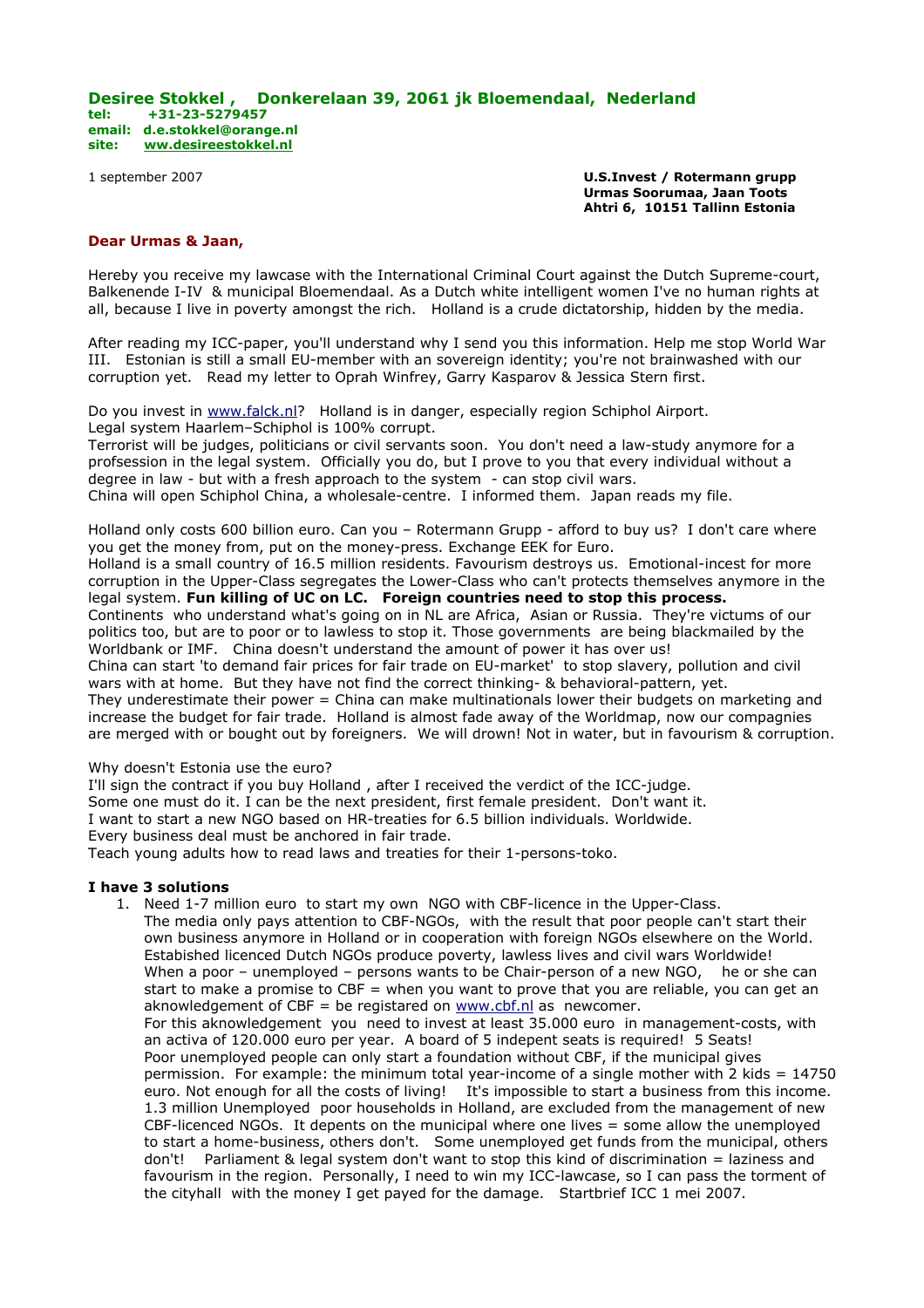**Desiree Stokkel , Donkerelaan 39, 2061 jk Bloemendaal, Nederland**
**tel: +31-23-5279457**
**email: d.e.stokkel@orange.nl**
**site: ww.desireestokkel.nl**

1 september 2007

**U.S.Invest / Rotermann grupp**
**Urmas Soorumaa, Jaan Toots**
**Ahtri 6, 10151 Tallinn Estonia**

**Dear Urmas & Jaan,**

Hereby you receive my lawcase with the International Criminal Court against the Dutch Supreme-court, Balkenende I-IV & municipal Bloemendaal. As a Dutch white intelligent women I've no human rights at all, because I live in poverty amongst the rich. Holland is a crude dictatorship, hidden by the media.

After reading my ICC-paper, you'll understand why I send you this information. Help me stop World War III. Estonian is still a small EU-member with an sovereign identity; you're not brainwashed with our corruption yet. Read my letter to Oprah Winfrey, Garry Kasparov & Jessica Stern first.

Do you invest in www.falck.nl? Holland is in danger, especially region Schiphol Airport.
Legal system Haarlem–Schiphol is 100% corrupt.
Terrorist will be judges, politicians or civil servants soon. You don't need a law-study anymore for a profsession in the legal system. Officially you do, but I prove to you that every individual without a degree in law - but with a fresh approach to the system - can stop civil wars.
China will open Schiphol China, a wholesale-centre. I informed them. Japan reads my file.

Holland only costs 600 billion euro. Can you – Rotermann Grupp - afford to buy us? I don't care where you get the money from, put on the money-press. Exchange EEK for Euro.
Holland is a small country of 16.5 million residents. Favourism destroys us. Emotional-incest for more corruption in the Upper-Class segregates the Lower-Class who can't protects themselves anymore in the legal system. **Fun killing of UC on LC. Foreign countries need to stop this process.**
Continents who understand what's going on in NL are Africa, Asian or Russia. They're victums of our politics too, but are to poor or to lawless to stop it. Those governments are being blackmailed by the Worldbank or IMF. China doesn't understand the amount of power it has over us!
China can start 'to demand fair prices for fair trade on EU-market' to stop slavery, pollution and civil wars with at home. But they have not find the correct thinking- & behavioral-pattern, yet.
They underestimate their power = China can make multinationals lower their budgets on marketing and increase the budget for fair trade. Holland is almost fade away of the Worldmap, now our compagnies are merged with or bought out by foreigners. We will drown! Not in water, but in favourism & corruption.

Why doesn't Estonia use the euro?
I'll sign the contract if you buy Holland , after I received the verdict of the ICC-judge.
Some one must do it. I can be the next president, first female president. Don't want it.
I want to start a new NGO based on HR-treaties for 6.5 billion individuals. Worldwide.
Every business deal must be anchored in fair trade.
Teach young adults how to read laws and treaties for their 1-persons-toko.

**I have 3 solutions**

1. Need 1-7 million euro to start my own NGO with CBF-licence in the Upper-Class.
   The media only pays attention to CBF-NGOs, with the result that poor people can't start their own business anymore in Holland or in cooperation with foreign NGOs elsewhere on the World. Established licenced Dutch NGOs produce poverty, lawless lives and civil wars Worldwide!
   When a poor – unemployed – persons wants to be Chair-person of a new NGO, he or she can start to make a promise to CBF = when you want to prove that you are reliable, you can get an aknowledgement of CBF = be registrated on www.cbf.nl as newcomer.
   For this aknowledgement you need to invest at least 35.000 euro in management-costs, with an activa of 120.000 euro per year. A board of 5 indepent seats is required! 5 Seats!
   Poor unemployed people can only start a foundation without CBF, if the municipal gives permission. For example: the minimum total year-income of a single mother with 2 kids = 14750 euro. Not enough for all the costs of living! It's impossible to start a business from this income.
   1.3 million Unemployed poor households in Holland, are excluded from the management of new CBF-licenced NGOs. It depents on the municipal where one lives = some allow the unemployed to start a home-business, others don't. Some unemployed get funds from the municipal, others don't! Parliament & legal system don't want to stop this kind of discrimination = laziness and favourism in the region. Personally, I need to win my ICC-lawcase, so I can pass the torment of the cityhall with the money I get payed for the damage. Startbrief ICC 1 mei 2007.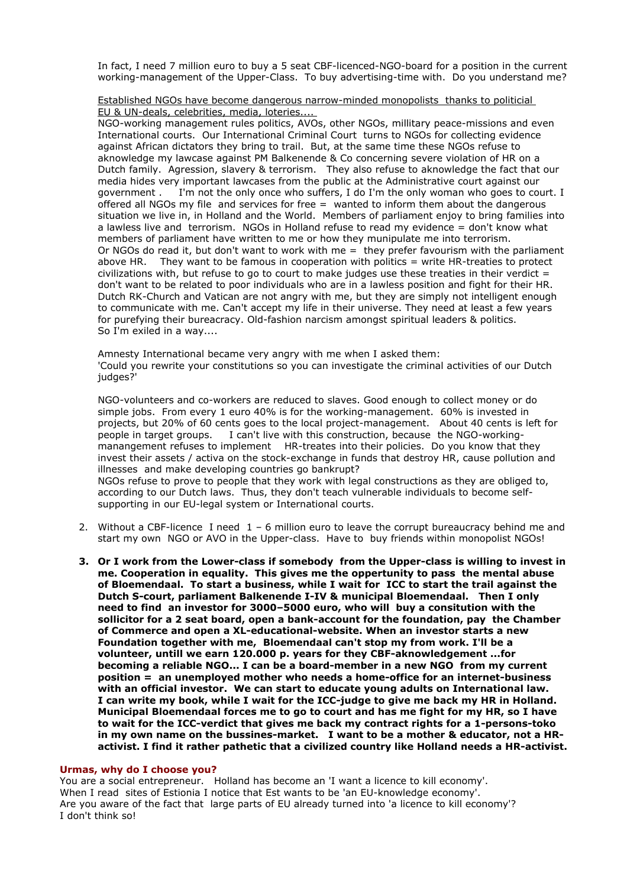In fact, I need 7 million euro to buy a 5 seat CBF-licenced-NGO-board for a position in the current working-management of the Upper-Class. To buy advertising-time with. Do you understand me?

<u>Established NGOs have become dangerous narrow-minded monopolists thanks to politicial EU & UN-deals, celebrities, media, loteries....</u>
NGO-working management rules politics, AVOs, other NGOs, millitary peace-missions and even International courts. Our International Criminal Court turns to NGOs for collecting evidence against African dictators they bring to trail. But, at the same time these NGOs refuse to aknowledge my lawcase against PM Balkenende & Co concerning severe violation of HR on a Dutch family. Agression, slavery & terrorism. They also refuse to aknowledge the fact that our media hides very important lawcases from the public at the Administrative court against our government . I'm not the only once who suffers, I do I'm the only woman who goes to court. I offered all NGOs my file and services for free = wanted to inform them about the dangerous situation we live in, in Holland and the World. Members of parliament enjoy to bring families into a lawless live and terrorism. NGOs in Holland refuse to read my evidence = don't know what members of parliament have written to me or how they munipulate me into terrorism.
Or NGOs do read it, but don't want to work with me = they prefer favourism with the parliament above HR. They want to be famous in cooperation with politics = write HR-treaties to protect civilizations with, but refuse to go to court to make judges use these treaties in their verdict = don't want to be related to poor individuals who are in a lawless position and fight for their HR. Dutch RK-Church and Vatican are not angry with me, but they are simply not intelligent enough to communicate with me. Can't accept my life in their universe. They need at least a few years for purefying their bureacracy. Old-fashion narcism amongst spiritual leaders & politics.
So I'm exiled in a way....

Amnesty International became very angry with me when I asked them:
'Could you rewrite your constitutions so you can investigate the criminal activities of our Dutch judges?'

NGO-volunteers and co-workers are reduced to slaves. Good enough to collect money or do simple jobs. From every 1 euro 40% is for the working-management. 60% is invested in projects, but 20% of 60 cents goes to the local project-management. About 40 cents is left for people in target groups. I can't live with this construction, because the NGO-working-manangement refuses to implement HR-treates into their policies. Do you know that they invest their assets / activa on the stock-exchange in funds that destroy HR, cause pollution and illnesses and make developing countries go bankrupt?
NGOs refuse to prove to people that they work with legal constructions as they are obliged to, according to our Dutch laws. Thus, they don't teach vulnerable individuals to become self-supporting in our EU-legal system or International courts.

2. Without a CBF-licence I need 1 – 6 million euro to leave the corrupt bureaucracy behind me and start my own NGO or AVO in the Upper-class. Have to buy friends within monopolist NGOs!

3. **Or I work from the Lower-class if somebody from the Upper-class is willing to invest in me. Cooperation in equality. This gives me the oppertunity to pass the mental abuse of Bloemendaal. To start a business, while I wait for ICC to start the trail against the Dutch S-court, parliament Balkenende I-IV & municipal Bloemendaal. Then I only need to find an investor for 3000–5000 euro, who will buy a consitution with the sollicitor for a 2 seat board, open a bank-account for the foundation, pay the Chamber of Commerce and open a XL-educational-website. When an investor starts a new Foundation together with me, Bloemendaal can't stop my from work. I'll be a volunteer, untill we earn 120.000 p. years for they CBF-aknowledgement ...for becoming a reliable NGO... I can be a board-member in a new NGO from my current position = an unemployed mother who needs a home-office for an internet-business with an official investor. We can start to educate young adults on International law. I can write my book, while I wait for the ICC-judge to give me back my HR in Holland. Municipal Bloemendaal forces me to go to court and has me fight for my HR, so I have to wait for the ICC-verdict that gives me back my contract rights for a 1-persons-toko in my own name on the bussines-market. I want to be a mother & educator, not a HR-activist. I find it rather pathetic that a civilized country like Holland needs a HR-activist.**

### Urmas, why do I choose you?

You are a social entrepreneur. Holland has become an 'I want a licence to kill economy'.
When I read sites of Estionia I notice that Est wants to be 'an EU-knowledge economy'.
Are you aware of the fact that large parts of EU already turned into 'a licence to kill economy'?
I don't think so!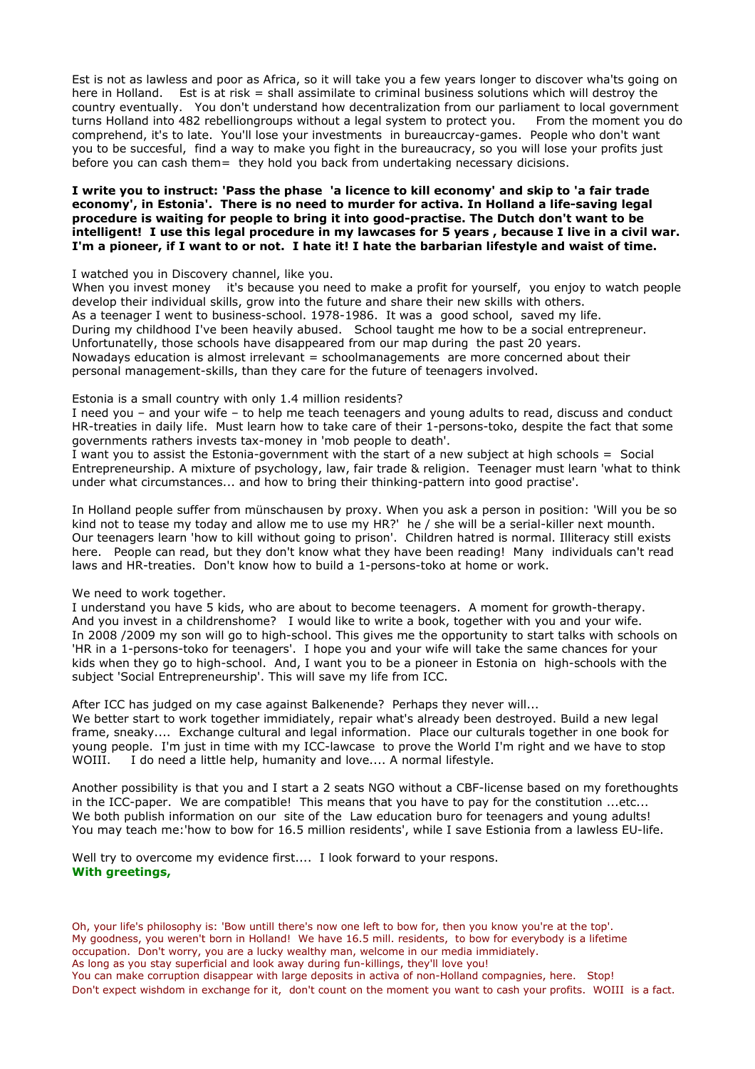Est is not as lawless and poor as Africa, so it will take you a few years longer to discover wha'ts going on here in Holland. Est is at risk = shall assimilate to criminal business solutions which will destroy the country eventually. You don't understand how decentralization from our parliament to local government turns Holland into 482 rebelliongroups without a legal system to protect you. From the moment you do comprehend, it's to late. You'll lose your investments in bureaucrcay-games. People who don't want you to be succesful, find a way to make you fight in the bureaucracy, so you will lose your profits just before you can cash them= they hold you back from undertaking necessary dicisions.

**I write you to instruct: 'Pass the phase 'a licence to kill economy' and skip to 'a fair trade economy', in Estonia'. There is no need to murder for activa. In Holland a life-saving legal procedure is waiting for people to bring it into good-practise. The Dutch don't want to be intelligent! I use this legal procedure in my lawcases for 5 years , because I live in a civil war. I'm a pioneer, if I want to or not. I hate it! I hate the barbarian lifestyle and waist of time.**

I watched you in Discovery channel, like you.
When you invest money it's because you need to make a profit for yourself, you enjoy to watch people develop their individual skills, grow into the future and share their new skills with others.
As a teenager I went to business-school. 1978-1986. It was a good school, saved my life.
During my childhood I've been heavily abused. School taught me how to be a social entrepreneur.
Unfortunatelly, those schools have disappeared from our map during the past 20 years.
Nowadays education is almost irrelevant = schoolmanagements are more concerned about their personal management-skills, than they care for the future of teenagers involved.

Estonia is a small country with only 1.4 million residents?
I need you – and your wife – to help me teach teenagers and young adults to read, discuss and conduct HR-treaties in daily life. Must learn how to take care of their 1-persons-toko, despite the fact that some governments rathers invests tax-money in 'mob people to death'.
I want you to assist the Estonia-government with the start of a new subject at high schools = Social Entrepreneurship. A mixture of psychology, law, fair trade & religion. Teenager must learn 'what to think under what circumstances... and how to bring their thinking-pattern into good practise'.

In Holland people suffer from münschausen by proxy. When you ask a person in position: 'Will you be so kind not to tease my today and allow me to use my HR?' he / she will be a serial-killer next mounth.
Our teenagers learn 'how to kill without going to prison'. Children hatred is normal. Illiteracy still exists here. People can read, but they don't know what they have been reading! Many individuals can't read laws and HR-treaties. Don't know how to build a 1-persons-toko at home or work.

We need to work together.
I understand you have 5 kids, who are about to become teenagers. A moment for growth-therapy.
And you invest in a childrenshome? I would like to write a book, together with you and your wife.
In 2008 /2009 my son will go to high-school. This gives me the opportunity to start talks with schools on 'HR in a 1-persons-toko for teenagers'. I hope you and your wife will take the same chances for your kids when they go to high-school. And, I want you to be a pioneer in Estonia on high-schools with the subject 'Social Entrepreneurship'. This will save my life from ICC.

After ICC has judged on my case against Balkenende? Perhaps they never will...
We better start to work together immidiately, repair what's already been destroyed. Build a new legal frame, sneaky.... Exchange cultural and legal information. Place our culturals together in one book for young people. I'm just in time with my ICC-lawcase to prove the World I'm right and we have to stop WOIII. I do need a little help, humanity and love.... A normal lifestyle.

Another possibility is that you and I start a 2 seats NGO without a CBF-license based on my forethoughts in the ICC-paper. We are compatible! This means that you have to pay for the constitution ...etc...
We both publish information on our site of the Law education buro for teenagers and young adults!
You may teach me:'how to bow for 16.5 million residents', while I save Estionia from a lawless EU-life.

Well try to overcome my evidence first.... I look forward to your respons.
**With greetings,**

Oh, your life's philosophy is: 'Bow untill there's now one left to bow for, then you know you're at the top'.
My goodness, you weren't born in Holland! We have 16.5 mill. residents, to bow for everybody is a lifetime occupation. Don't worry, you are a lucky wealthy man, welcome in our media immidiately.
As long as you stay superficial and look away during fun-killings, they'll love you!
You can make corruption disappear with large deposits in activa of non-Holland compagnies, here. Stop!
Don't expect wishdom in exchange for it, don't count on the moment you want to cash your profits. WOIII is a fact.